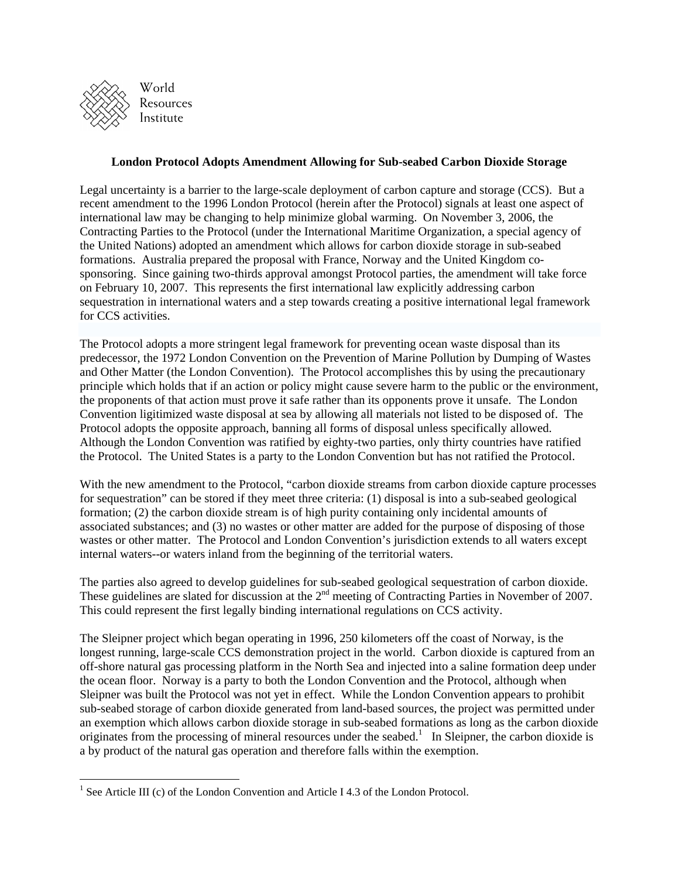World Resources Institute

**London Protocol Adopts Amendment Allowing for Sub-seabed Carbon Dioxide Storage**

Legal uncertainty is a barrier to the large-scale deployment of carbon capture and storage (CCS). But a recent amendment to the 1996 London Protocol (herein after the Protocol) signals at least one aspect of international law may be changing to help minimize global warming. On November 3, 2006, the Contracting Parties to the Protocol (under the International Maritime Organization, a special agency of the United Nations) adopted an amendment which allows for carbon dioxide storage in sub-seabed formations. Australia prepared the proposal with France, Norway and the United Kingdom co-sponsoring. Since gaining two-thirds approval amongst Protocol parties, the amendment will take force on February 10, 2007. This represents the first international law explicitly addressing carbon sequestration in international waters and a step towards creating a positive international legal framework for CCS activities.

The Protocol adopts a more stringent legal framework for preventing ocean waste disposal than its predecessor, the 1972 London Convention on the Prevention of Marine Pollution by Dumping of Wastes and Other Matter (the London Convention). The Protocol accomplishes this by using the precautionary principle which holds that if an action or policy might cause severe harm to the public or the environment, the proponents of that action must prove it safe rather than its opponents prove it unsafe. The London Convention ligitimized waste disposal at sea by allowing all materials not listed to be disposed of. The Protocol adopts the opposite approach, banning all forms of disposal unless specifically allowed. Although the London Convention was ratified by eighty-two parties, only thirty countries have ratified the Protocol. The United States is a party to the London Convention but has not ratified the Protocol.

With the new amendment to the Protocol, "carbon dioxide streams from carbon dioxide capture processes for sequestration" can be stored if they meet three criteria: (1) disposal is into a sub-seabed geological formation; (2) the carbon dioxide stream is of high purity containing only incidental amounts of associated substances; and (3) no wastes or other matter are added for the purpose of disposing of those wastes or other matter. The Protocol and London Convention's jurisdiction extends to all waters except internal waters--or waters inland from the beginning of the territorial waters.

The parties also agreed to develop guidelines for sub-seabed geological sequestration of carbon dioxide. These guidelines are slated for discussion at the 2nd meeting of Contracting Parties in November of 2007. This could represent the first legally binding international regulations on CCS activity.

The Sleipner project which began operating in 1996, 250 kilometers off the coast of Norway, is the longest running, large-scale CCS demonstration project in the world. Carbon dioxide is captured from an off-shore natural gas processing platform in the North Sea and injected into a saline formation deep under the ocean floor. Norway is a party to both the London Convention and the Protocol, although when Sleipner was built the Protocol was not yet in effect. While the London Convention appears to prohibit sub-seabed storage of carbon dioxide generated from land-based sources, the project was permitted under an exemption which allows carbon dioxide storage in sub-seabed formations as long as the carbon dioxide originates from the processing of mineral resources under the seabed.[1] In Sleipner, the carbon dioxide is a by product of the natural gas operation and therefore falls within the exemption.

[1] See Article III (c) of the London Convention and Article I 4.3 of the London Protocol.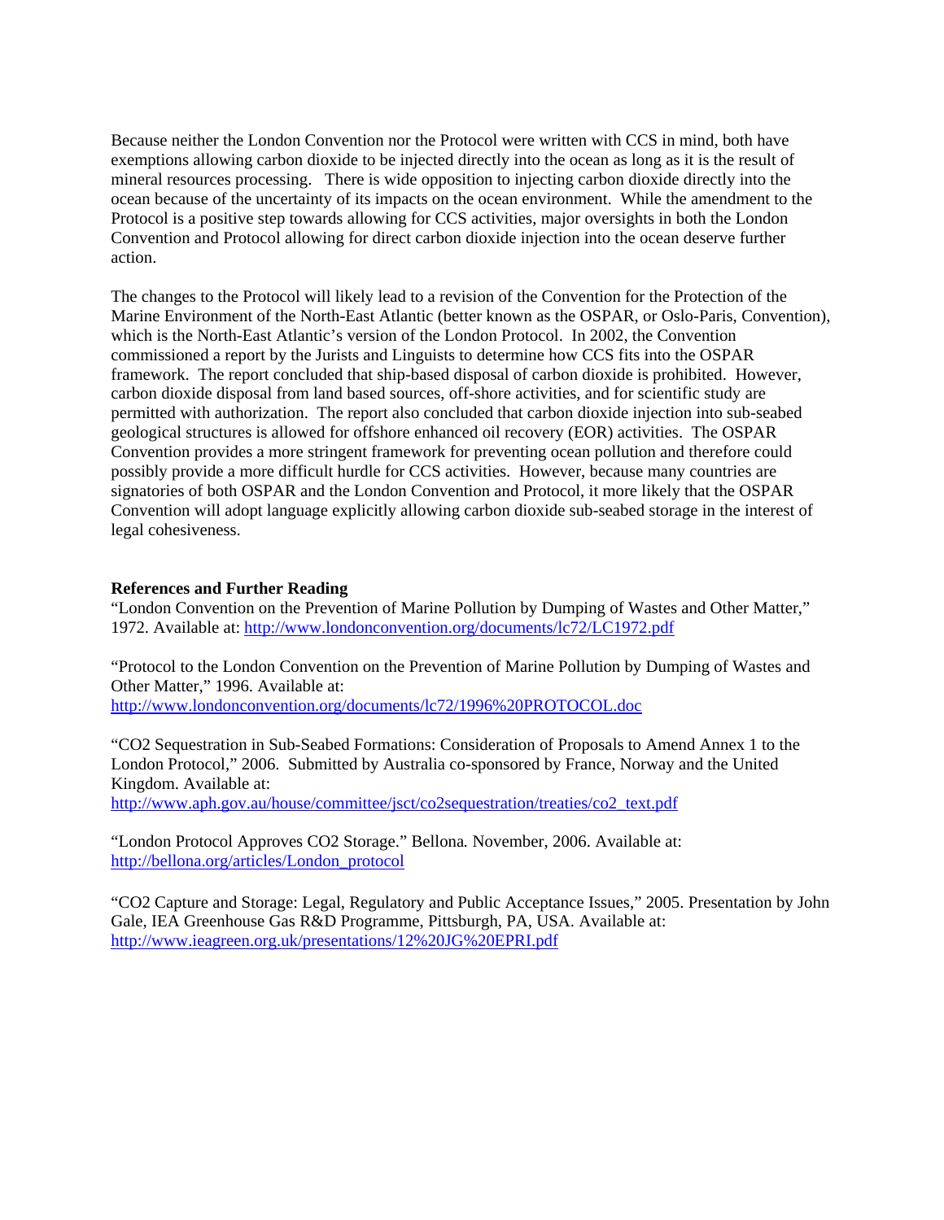Because neither the London Convention nor the Protocol were written with CCS in mind, both have exemptions allowing carbon dioxide to be injected directly into the ocean as long as it is the result of mineral resources processing. There is wide opposition to injecting carbon dioxide directly into the ocean because of the uncertainty of its impacts on the ocean environment. While the amendment to the Protocol is a positive step towards allowing for CCS activities, major oversights in both the London Convention and Protocol allowing for direct carbon dioxide injection into the ocean deserve further action.

The changes to the Protocol will likely lead to a revision of the Convention for the Protection of the Marine Environment of the North-East Atlantic (better known as the OSPAR, or Oslo-Paris, Convention), which is the North-East Atlantic's version of the London Protocol. In 2002, the Convention commissioned a report by the Jurists and Linguists to determine how CCS fits into the OSPAR framework. The report concluded that ship-based disposal of carbon dioxide is prohibited. However, carbon dioxide disposal from land based sources, off-shore activities, and for scientific study are permitted with authorization. The report also concluded that carbon dioxide injection into sub-seabed geological structures is allowed for offshore enhanced oil recovery (EOR) activities. The OSPAR Convention provides a more stringent framework for preventing ocean pollution and therefore could possibly provide a more difficult hurdle for CCS activities. However, because many countries are signatories of both OSPAR and the London Convention and Protocol, it more likely that the OSPAR Convention will adopt language explicitly allowing carbon dioxide sub-seabed storage in the interest of legal cohesiveness.

**References and Further Reading**

"London Convention on the Prevention of Marine Pollution by Dumping of Wastes and Other Matter," 1972. Available at: http://www.londonconvention.org/documents/lc72/LC1972.pdf

"Protocol to the London Convention on the Prevention of Marine Pollution by Dumping of Wastes and Other Matter," 1996. Available at: http://www.londonconvention.org/documents/lc72/1996%20PROTOCOL.doc

"CO2 Sequestration in Sub-Seabed Formations: Consideration of Proposals to Amend Annex 1 to the London Protocol," 2006. Submitted by Australia co-sponsored by France, Norway and the United Kingdom. Available at: http://www.aph.gov.au/house/committee/jsct/co2sequestration/treaties/co2_text.pdf

"London Protocol Approves CO2 Storage." Bellona*.* November, 2006. Available at: http://bellona.org/articles/London_protocol

"CO2 Capture and Storage: Legal, Regulatory and Public Acceptance Issues," 2005. Presentation by John Gale, IEA Greenhouse Gas R&D Programme, Pittsburgh, PA, USA. Available at: http://www.ieagreen.org.uk/presentations/12%20JG%20EPRI.pdf